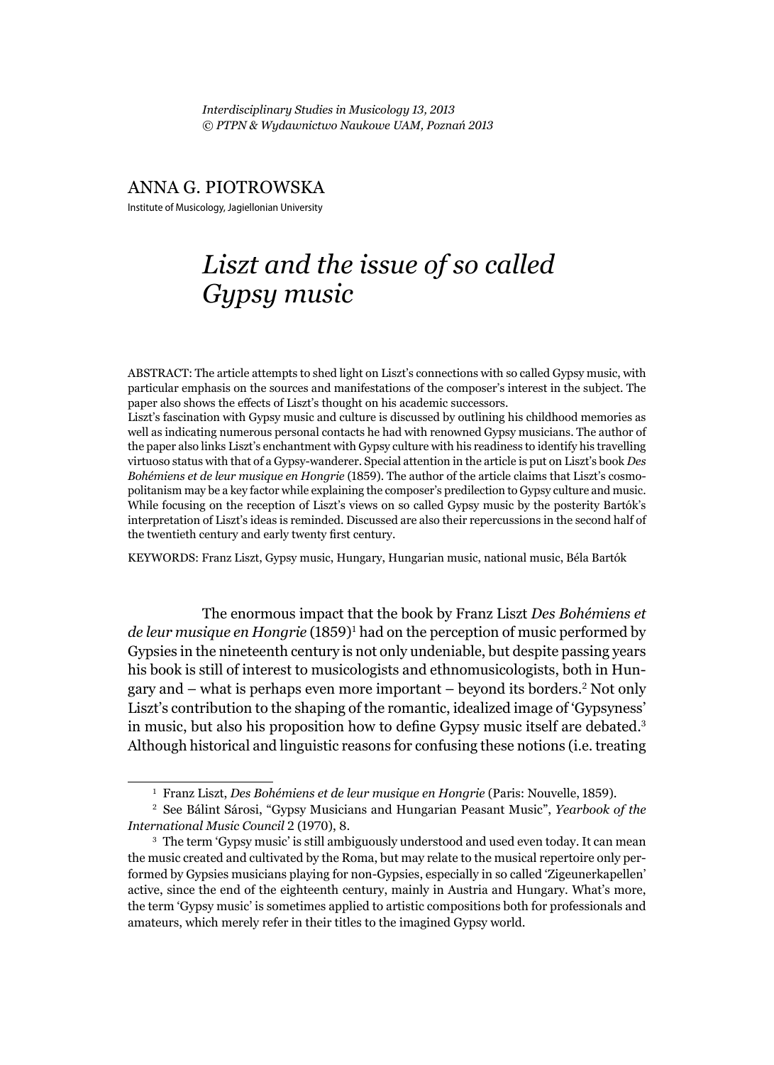*Interdisciplinary Studies in Musicology 13, 2013*
*© PTPN & Wydawnictwo Naukowe UAM, Poznań 2013*

ANNA G. PIOTROWSKA
Institute of Musicology, Jagiellonian University

# *Liszt and the issue of so called Gypsy music*

ABSTRACT: The article attempts to shed light on Liszt's connections with so called Gypsy music, with particular emphasis on the sources and manifestations of the composer's interest in the subject. The paper also shows the effects of Liszt's thought on his academic successors.
Liszt's fascination with Gypsy music and culture is discussed by outlining his childhood memories as well as indicating numerous personal contacts he had with renowned Gypsy musicians. The author of the paper also links Liszt's enchantment with Gypsy culture with his readiness to identify his travelling virtuoso status with that of a Gypsy-wanderer. Special attention in the article is put on Liszt's book *Des Bohémiens et de leur musique en Hongrie* (1859). The author of the article claims that Liszt's cosmopolitanism may be a key factor while explaining the composer's predilection to Gypsy culture and music. While focusing on the reception of Liszt's views on so called Gypsy music by the posterity Bartók's interpretation of Liszt's ideas is reminded. Discussed are also their repercussions in the second half of the twentieth century and early twenty first century.

KEYWORDS: Franz Liszt, Gypsy music, Hungary, Hungarian music, national music, Béla Bartók

The enormous impact that the book by Franz Liszt *Des Bohémiens et de leur musique en Hongrie* (1859)[1] had on the perception of music performed by Gypsies in the nineteenth century is not only undeniable, but despite passing years his book is still of interest to musicologists and ethnomusicologists, both in Hungary and – what is perhaps even more important – beyond its borders.[2] Not only Liszt's contribution to the shaping of the romantic, idealized image of 'Gypsyness' in music, but also his proposition how to define Gypsy music itself are debated.[3] Although historical and linguistic reasons for confusing these notions (i.e. treating

[1] Franz Liszt, *Des Bohémiens et de leur musique en Hongrie* (Paris: Nouvelle, 1859).

[2] See Bálint Sárosi, "Gypsy Musicians and Hungarian Peasant Music", *Yearbook of the International Music Council* 2 (1970), 8.

[3] The term 'Gypsy music' is still ambiguously understood and used even today. It can mean the music created and cultivated by the Roma, but may relate to the musical repertoire only performed by Gypsies musicians playing for non-Gypsies, especially in so called 'Zigeunerkapellen' active, since the end of the eighteenth century, mainly in Austria and Hungary. What's more, the term 'Gypsy music' is sometimes applied to artistic compositions both for professionals and amateurs, which merely refer in their titles to the imagined Gypsy world.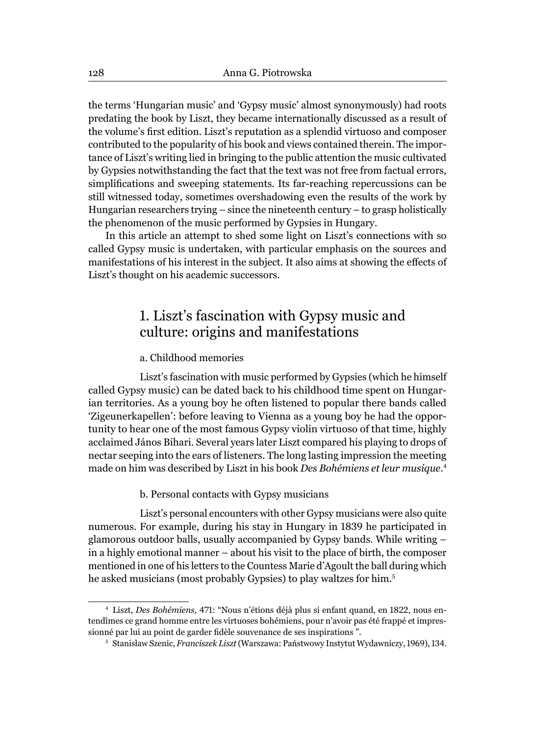the terms 'Hungarian music' and 'Gypsy music' almost synonymously) had roots predating the book by Liszt, they became internationally discussed as a result of the volume's first edition. Liszt's reputation as a splendid virtuoso and composer contributed to the popularity of his book and views contained therein. The importance of Liszt's writing lied in bringing to the public attention the music cultivated by Gypsies notwithstanding the fact that the text was not free from factual errors, simplifications and sweeping statements. Its far-reaching repercussions can be still witnessed today, sometimes overshadowing even the results of the work by Hungarian researchers trying – since the nineteenth century – to grasp holistically the phenomenon of the music performed by Gypsies in Hungary.

In this article an attempt to shed some light on Liszt's connections with so called Gypsy music is undertaken, with particular emphasis on the sources and manifestations of his interest in the subject. It also aims at showing the effects of Liszt's thought on his academic successors.

## 1. Liszt's fascination with Gypsy music and culture: origins and manifestations

### a. Childhood memories

Liszt's fascination with music performed by Gypsies (which he himself called Gypsy music) can be dated back to his childhood time spent on Hungarian territories. As a young boy he often listened to popular there bands called 'Zigeunerkapellen': before leaving to Vienna as a young boy he had the opportunity to hear one of the most famous Gypsy violin virtuoso of that time, highly acclaimed János Bihari. Several years later Liszt compared his playing to drops of nectar seeping into the ears of listeners. The long lasting impression the meeting made on him was described by Liszt in his book *Des Bohémiens et leur musique*.[4]

### b. Personal contacts with Gypsy musicians

Liszt's personal encounters with other Gypsy musicians were also quite numerous. For example, during his stay in Hungary in 1839 he participated in glamorous outdoor balls, usually accompanied by Gypsy bands. While writing – in a highly emotional manner – about his visit to the place of birth, the composer mentioned in one of his letters to the Countess Marie d'Agoult the ball during which he asked musicians (most probably Gypsies) to play waltzes for him.[5]

---

[4] Liszt, *Des Bohémiens*, 471: "Nous n'étions déjà plus si enfant quand, en 1822, nous entendîmes ce grand homme entre les virtuoses bohémiens, pour n'avoir pas été frappé et impressionné par lui au point de garder fidèle souvenance de ses inspirations ".

[5] Stanisław Szenic, *Franciszek Liszt* (Warszawa: Państwowy Instytut Wydawniczy, 1969), 134.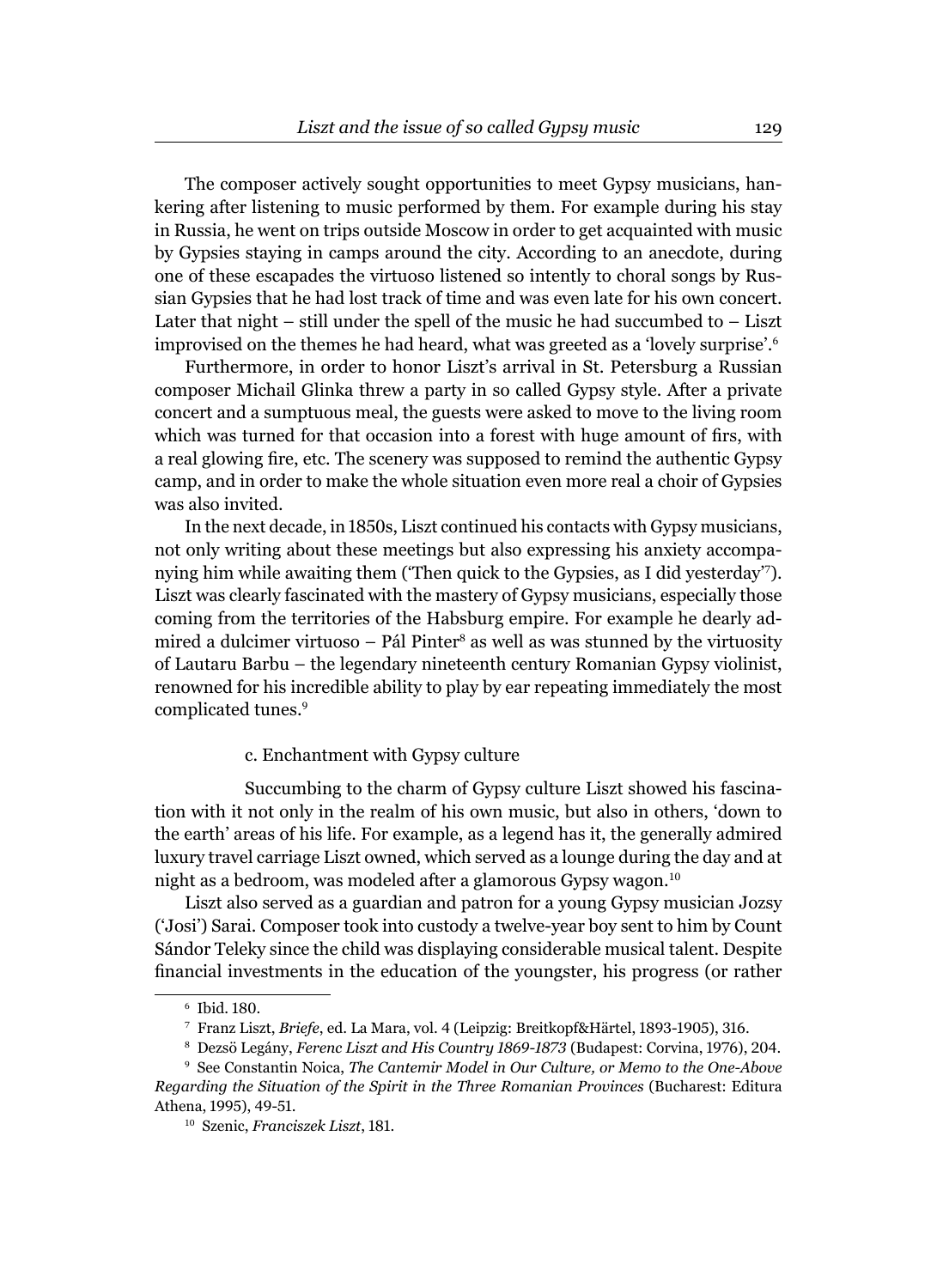The composer actively sought opportunities to meet Gypsy musicians, hankering after listening to music performed by them. For example during his stay in Russia, he went on trips outside Moscow in order to get acquainted with music by Gypsies staying in camps around the city. According to an anecdote, during one of these escapades the virtuoso listened so intently to choral songs by Russian Gypsies that he had lost track of time and was even late for his own concert. Later that night – still under the spell of the music he had succumbed to – Liszt improvised on the themes he had heard, what was greeted as a 'lovely surprise'.[6]

Furthermore, in order to honor Liszt's arrival in St. Petersburg a Russian composer Michail Glinka threw a party in so called Gypsy style. After a private concert and a sumptuous meal, the guests were asked to move to the living room which was turned for that occasion into a forest with huge amount of firs, with a real glowing fire, etc. The scenery was supposed to remind the authentic Gypsy camp, and in order to make the whole situation even more real a choir of Gypsies was also invited.

In the next decade, in 1850s, Liszt continued his contacts with Gypsy musicians, not only writing about these meetings but also expressing his anxiety accompanying him while awaiting them ('Then quick to the Gypsies, as I did yesterday'[7]). Liszt was clearly fascinated with the mastery of Gypsy musicians, especially those coming from the territories of the Habsburg empire. For example he dearly admired a dulcimer virtuoso – Pál Pinter[8] as well as was stunned by the virtuosity of Lautaru Barbu – the legendary nineteenth century Romanian Gypsy violinist, renowned for his incredible ability to play by ear repeating immediately the most complicated tunes.[9]

### c. Enchantment with Gypsy culture

Succumbing to the charm of Gypsy culture Liszt showed his fascination with it not only in the realm of his own music, but also in others, 'down to the earth' areas of his life. For example, as a legend has it, the generally admired luxury travel carriage Liszt owned, which served as a lounge during the day and at night as a bedroom, was modeled after a glamorous Gypsy wagon.[10]

Liszt also served as a guardian and patron for a young Gypsy musician Jozsy ('Josi') Sarai. Composer took into custody a twelve-year boy sent to him by Count Sándor Teleky since the child was displaying considerable musical talent. Despite financial investments in the education of the youngster, his progress (or rather

---

[6] Ibid. 180.

[7] Franz Liszt, *Briefe*, ed. La Mara, vol. 4 (Leipzig: Breitkopf&Härtel, 1893-1905), 316.

[8] Dezsö Legány, *Ferenc Liszt and His Country 1869-1873* (Budapest: Corvina, 1976), 204.

[9] See Constantin Noica, *The Cantemir Model in Our Culture, or Memo to the One-Above Regarding the Situation of the Spirit in the Three Romanian Provinces* (Bucharest: Editura Athena, 1995), 49-51.

[10] Szenic, *Franciszek Liszt*, 181.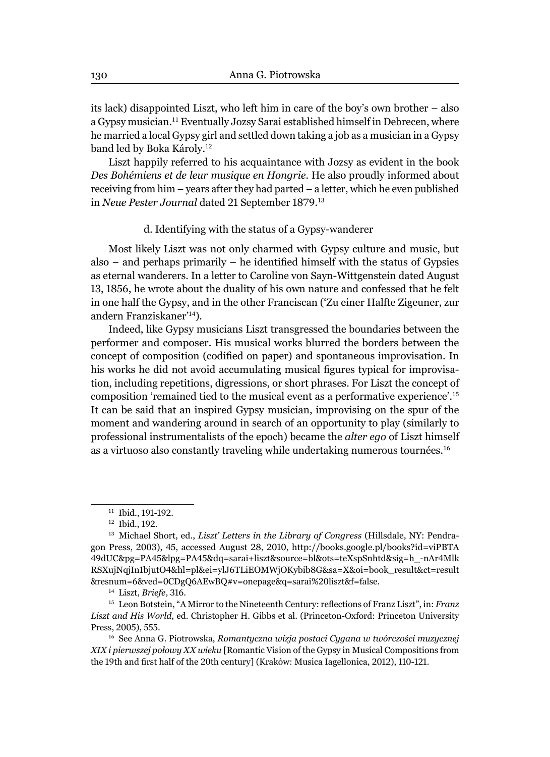its lack) disappointed Liszt, who left him in care of the boy's own brother – also a Gypsy musician.[11] Eventually Jozsy Sarai established himself in Debrecen, where he married a local Gypsy girl and settled down taking a job as a musician in a Gypsy band led by Boka Károly.[12]

Liszt happily referred to his acquaintance with Jozsy as evident in the book *Des Bohémiens et de leur musique en Hongrie*. He also proudly informed about receiving from him – years after they had parted – a letter, which he even published in *Neue Pester Journal* dated 21 September 1879.[13]

d. Identifying with the status of a Gypsy-wanderer

Most likely Liszt was not only charmed with Gypsy culture and music, but also – and perhaps primarily – he identified himself with the status of Gypsies as eternal wanderers. In a letter to Caroline von Sayn-Wittgenstein dated August 13, 1856, he wrote about the duality of his own nature and confessed that he felt in one half the Gypsy, and in the other Franciscan ('Zu einer Halfte Zigeuner, zur andern Franziskaner'[14]).

Indeed, like Gypsy musicians Liszt transgressed the boundaries between the performer and composer. His musical works blurred the borders between the concept of composition (codified on paper) and spontaneous improvisation. In his works he did not avoid accumulating musical figures typical for improvisation, including repetitions, digressions, or short phrases. For Liszt the concept of composition 'remained tied to the musical event as a performative experience'.[15] It can be said that an inspired Gypsy musician, improvising on the spur of the moment and wandering around in search of an opportunity to play (similarly to professional instrumentalists of the epoch) became the *alter ego* of Liszt himself as a virtuoso also constantly traveling while undertaking numerous tournées.[16]

---

[11] Ibid., 191-192.

[12] Ibid., 192.

[13] Michael Short, ed., *Liszt' Letters in the Library of Congress* (Hillsdale, NY: Pendragon Press, 2003), 45, accessed August 28, 2010, http://books.google.pl/books?id=viPBTA49dUC&pg=PA45&lpg=PA45&dq=sarai+liszt&source=bl&ots=teXspSnhtd&sig=h_-nAr4MlkRSXujNqjIn1bjutO4&hl=pl&ei=ylJ6TLiEOMWjOKybib8G&sa=X&oi=book_result&ct=result&resnum=6&ved=0CDgQ6AEwBQ#v=onepage&q=sarai%20liszt&f=false.

[14] Liszt, *Briefe*, 316.

[15] Leon Botstein, "A Mirror to the Nineteenth Century: reflections of Franz Liszt", in: *Franz Liszt and His World*, ed. Christopher H. Gibbs et al. (Princeton-Oxford: Princeton University Press, 2005), 555.

[16] See Anna G. Piotrowska, *Romantyczna wizja postaci Cygana w twórczości muzycznej XIX i pierwszej połowy XX wieku* [Romantic Vision of the Gypsy in Musical Compositions from the 19th and first half of the 20th century] (Kraków: Musica Iagellonica, 2012), 110-121.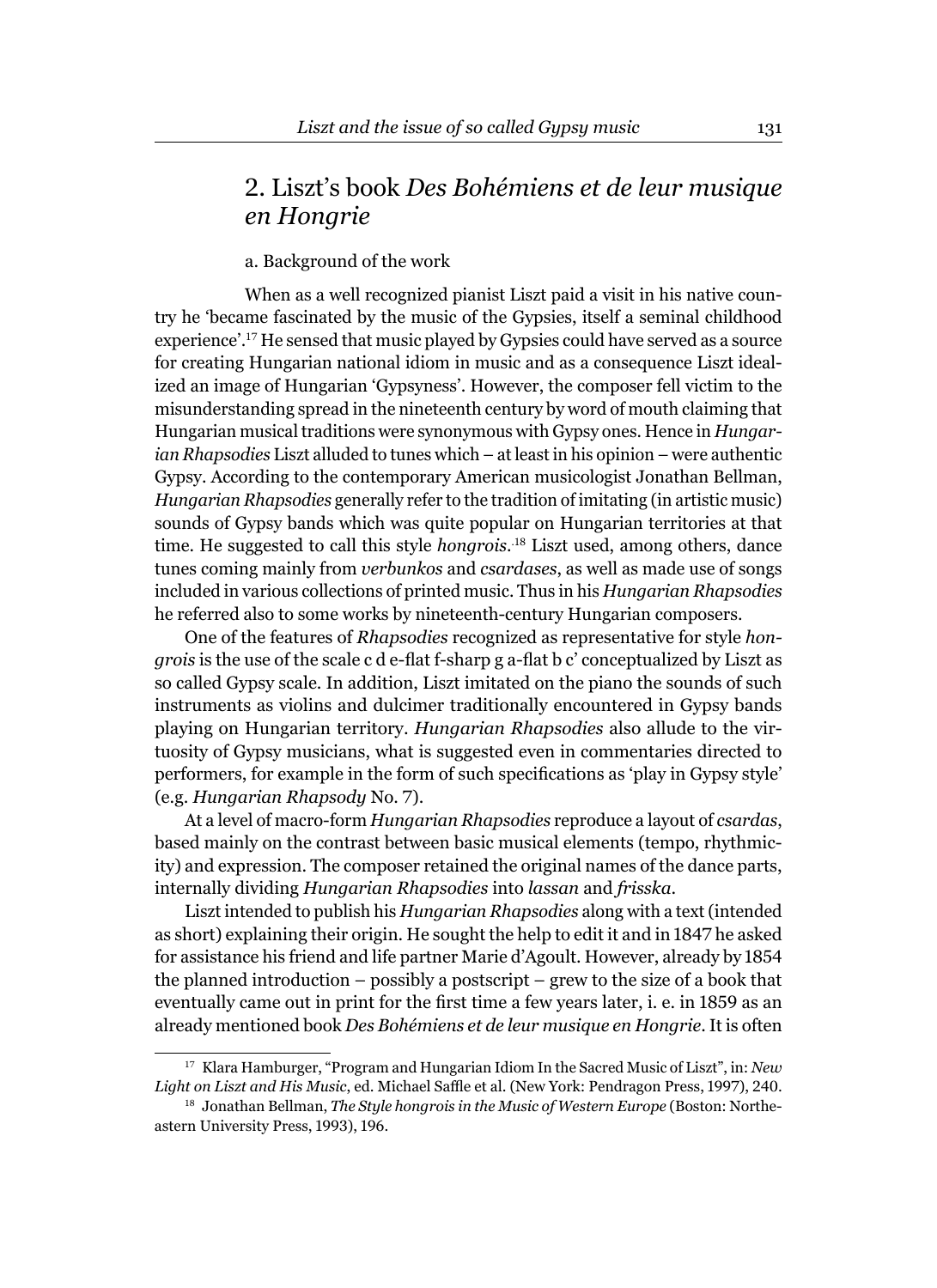## 2. Liszt's book *Des Bohémiens et de leur musique en Hongrie*

a. Background of the work

When as a well recognized pianist Liszt paid a visit in his native country he 'became fascinated by the music of the Gypsies, itself a seminal childhood experience'.[17] He sensed that music played by Gypsies could have served as a source for creating Hungarian national idiom in music and as a consequence Liszt idealized an image of Hungarian 'Gypsyness'. However, the composer fell victim to the misunderstanding spread in the nineteenth century by word of mouth claiming that Hungarian musical traditions were synonymous with Gypsy ones. Hence in *Hungarian Rhapsodies* Liszt alluded to tunes which – at least in his opinion – were authentic Gypsy. According to the contemporary American musicologist Jonathan Bellman, *Hungarian Rhapsodies* generally refer to the tradition of imitating (in artistic music) sounds of Gypsy bands which was quite popular on Hungarian territories at that time. He suggested to call this style *hongrois*.[18] Liszt used, among others, dance tunes coming mainly from *verbunkos* and *csardases*, as well as made use of songs included in various collections of printed music. Thus in his *Hungarian Rhapsodies* he referred also to some works by nineteenth-century Hungarian composers.

One of the features of *Rhapsodies* recognized as representative for style *hongrois* is the use of the scale c d e-flat f-sharp g a-flat b c' conceptualized by Liszt as so called Gypsy scale. In addition, Liszt imitated on the piano the sounds of such instruments as violins and dulcimer traditionally encountered in Gypsy bands playing on Hungarian territory. *Hungarian Rhapsodies* also allude to the virtuosity of Gypsy musicians, what is suggested even in commentaries directed to performers, for example in the form of such specifications as 'play in Gypsy style' (e.g. *Hungarian Rhapsody* No. 7).

At a level of macro-form *Hungarian Rhapsodies* reproduce a layout of *csardas*, based mainly on the contrast between basic musical elements (tempo, rhythmicity) and expression. The composer retained the original names of the dance parts, internally dividing *Hungarian Rhapsodies* into *lassan* and *frisska*.

Liszt intended to publish his *Hungarian Rhapsodies* along with a text (intended as short) explaining their origin. He sought the help to edit it and in 1847 he asked for assistance his friend and life partner Marie d'Agoult. However, already by 1854 the planned introduction – possibly a postscript – grew to the size of a book that eventually came out in print for the first time a few years later, i. e. in 1859 as an already mentioned book *Des Bohémiens et de leur musique en Hongrie*. It is often

---

[17] Klara Hamburger, "Program and Hungarian Idiom In the Sacred Music of Liszt", in: *New Light on Liszt and His Music*, ed. Michael Saffle et al. (New York: Pendragon Press, 1997), 240.

[18] Jonathan Bellman, *The Style hongrois in the Music of Western Europe* (Boston: Northeastern University Press, 1993), 196.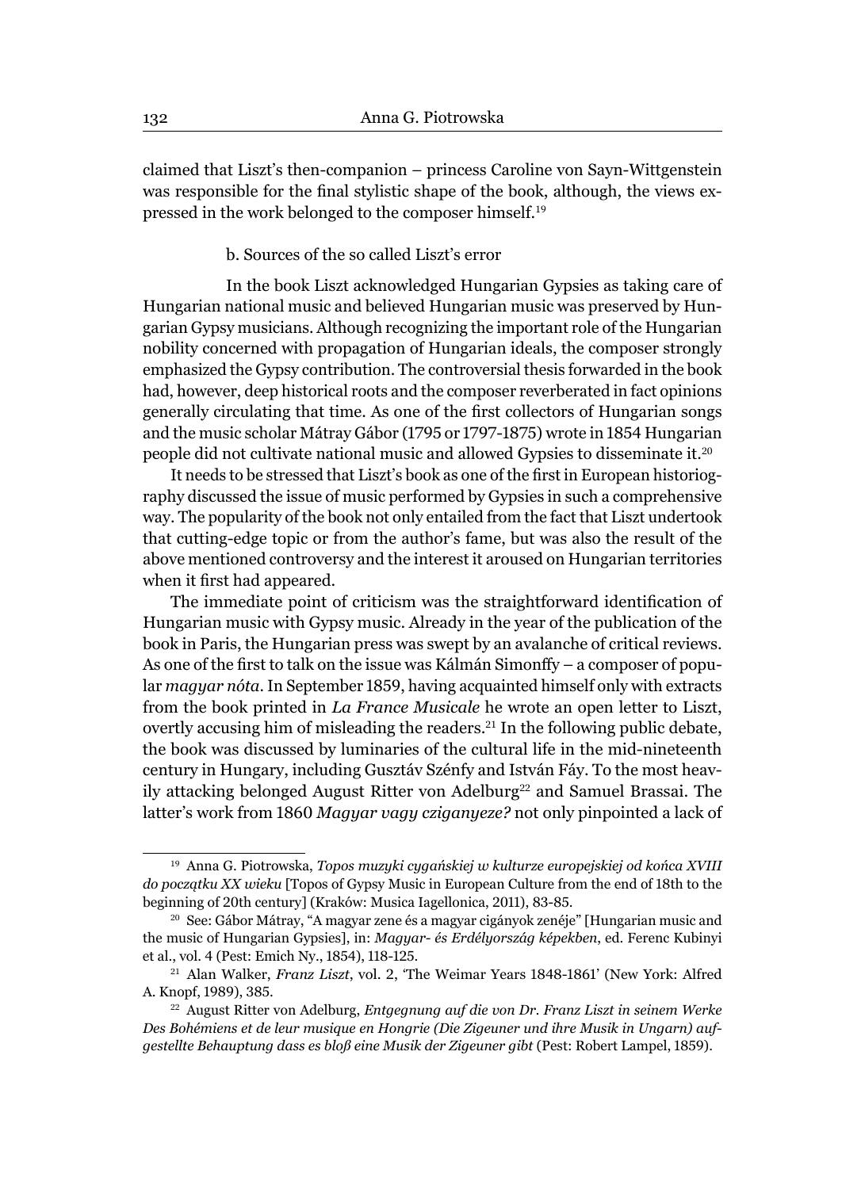claimed that Liszt's then-companion – princess Caroline von Sayn-Wittgenstein was responsible for the final stylistic shape of the book, although, the views expressed in the work belonged to the composer himself.[19]

### b. Sources of the so called Liszt's error

In the book Liszt acknowledged Hungarian Gypsies as taking care of Hungarian national music and believed Hungarian music was preserved by Hungarian Gypsy musicians. Although recognizing the important role of the Hungarian nobility concerned with propagation of Hungarian ideals, the composer strongly emphasized the Gypsy contribution. The controversial thesis forwarded in the book had, however, deep historical roots and the composer reverberated in fact opinions generally circulating that time. As one of the first collectors of Hungarian songs and the music scholar Mátray Gábor (1795 or 1797-1875) wrote in 1854 Hungarian people did not cultivate national music and allowed Gypsies to disseminate it.[20]

It needs to be stressed that Liszt's book as one of the first in European historiography discussed the issue of music performed by Gypsies in such a comprehensive way. The popularity of the book not only entailed from the fact that Liszt undertook that cutting-edge topic or from the author's fame, but was also the result of the above mentioned controversy and the interest it aroused on Hungarian territories when it first had appeared.

The immediate point of criticism was the straightforward identification of Hungarian music with Gypsy music. Already in the year of the publication of the book in Paris, the Hungarian press was swept by an avalanche of critical reviews. As one of the first to talk on the issue was Kálmán Simonffy – a composer of popular *magyar nóta*. In September 1859, having acquainted himself only with extracts from the book printed in *La France Musicale* he wrote an open letter to Liszt, overtly accusing him of misleading the readers.[21] In the following public debate, the book was discussed by luminaries of the cultural life in the mid-nineteenth century in Hungary, including Gusztáv Szénfy and István Fáy. To the most heavily attacking belonged August Ritter von Adelburg[22] and Samuel Brassai. The latter's work from 1860 *Magyar vagy cziganyeze?* not only pinpointed a lack of

---

[19] Anna G. Piotrowska, *Topos muzyki cygańskiej w kulturze europejskiej od końca XVIII do początku XX wieku* [Topos of Gypsy Music in European Culture from the end of 18th to the beginning of 20th century] (Kraków: Musica Iagellonica, 2011), 83-85.

[20] See: Gábor Mátray, "A magyar zene és a magyar cigányok zenéje" [Hungarian music and the music of Hungarian Gypsies], in: *Magyar- és Erdélyország képekben*, ed. Ferenc Kubinyi et al., vol. 4 (Pest: Emich Ny., 1854), 118-125.

[21] Alan Walker, *Franz Liszt*, vol. 2, 'The Weimar Years 1848-1861' (New York: Alfred A. Knopf, 1989), 385.

[22] August Ritter von Adelburg, *Entgegnung auf die von Dr. Franz Liszt in seinem Werke Des Bohémiens et de leur musique en Hongrie (Die Zigeuner und ihre Musik in Ungarn) aufgestellte Behauptung dass es bloß eine Musik der Zigeuner gibt* (Pest: Robert Lampel, 1859).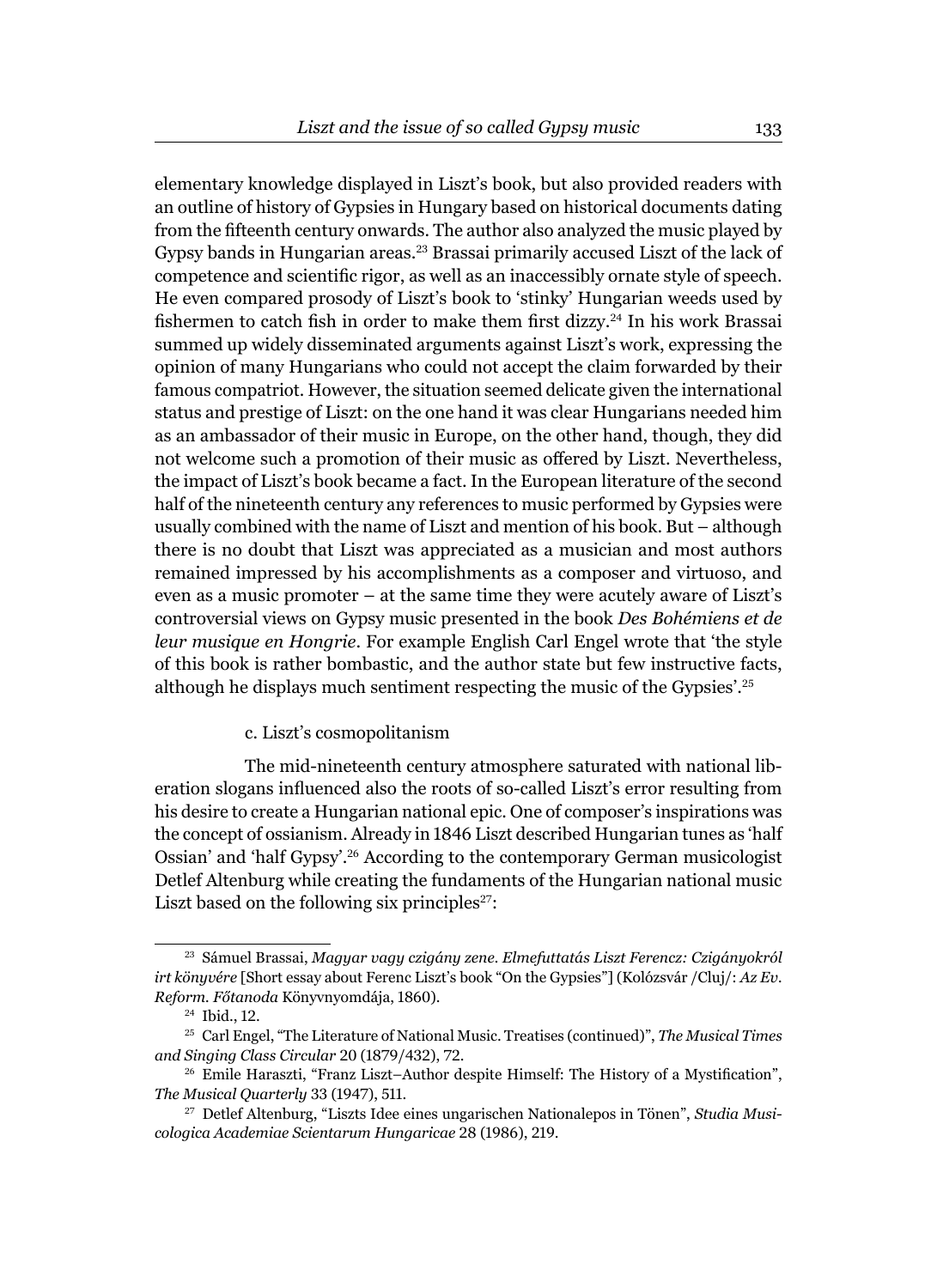elementary knowledge displayed in Liszt's book, but also provided readers with an outline of history of Gypsies in Hungary based on historical documents dating from the fifteenth century onwards. The author also analyzed the music played by Gypsy bands in Hungarian areas.[23] Brassai primarily accused Liszt of the lack of competence and scientific rigor, as well as an inaccessibly ornate style of speech. He even compared prosody of Liszt's book to 'stinky' Hungarian weeds used by fishermen to catch fish in order to make them first dizzy.[24] In his work Brassai summed up widely disseminated arguments against Liszt's work, expressing the opinion of many Hungarians who could not accept the claim forwarded by their famous compatriot. However, the situation seemed delicate given the international status and prestige of Liszt: on the one hand it was clear Hungarians needed him as an ambassador of their music in Europe, on the other hand, though, they did not welcome such a promotion of their music as offered by Liszt. Nevertheless, the impact of Liszt's book became a fact. In the European literature of the second half of the nineteenth century any references to music performed by Gypsies were usually combined with the name of Liszt and mention of his book. But – although there is no doubt that Liszt was appreciated as a musician and most authors remained impressed by his accomplishments as a composer and virtuoso, and even as a music promoter – at the same time they were acutely aware of Liszt's controversial views on Gypsy music presented in the book *Des Bohémiens et de leur musique en Hongrie*. For example English Carl Engel wrote that 'the style of this book is rather bombastic, and the author state but few instructive facts, although he displays much sentiment respecting the music of the Gypsies'.[25]

### c. Liszt's cosmopolitanism

The mid-nineteenth century atmosphere saturated with national liberation slogans influenced also the roots of so-called Liszt's error resulting from his desire to create a Hungarian national epic. One of composer's inspirations was the concept of ossianism. Already in 1846 Liszt described Hungarian tunes as 'half Ossian' and 'half Gypsy'.[26] According to the contemporary German musicologist Detlef Altenburg while creating the fundaments of the Hungarian national music Liszt based on the following six principles[27]:

---

[23] Sámuel Brassai, *Magyar vagy czigány zene. Elmefuttatás Liszt Ferencz: Czigányokról irt könyvére* [Short essay about Ferenc Liszt's book "On the Gypsies"] (Kolózsvár /Cluj/: *Az Ev. Reform. Főtanoda* Könyvnyomdája, 1860).

[24] Ibid., 12.

[25] Carl Engel, "The Literature of National Music. Treatises (continued)", *The Musical Times and Singing Class Circular* 20 (1879/432), 72.

[26] Emile Haraszti, "Franz Liszt–Author despite Himself: The History of a Mystification", *The Musical Quarterly* 33 (1947), 511.

[27] Detlef Altenburg, "Liszts Idee eines ungarischen Nationalepos in Tönen", *Studia Musicologica Academiae Scientarum Hungaricae* 28 (1986), 219.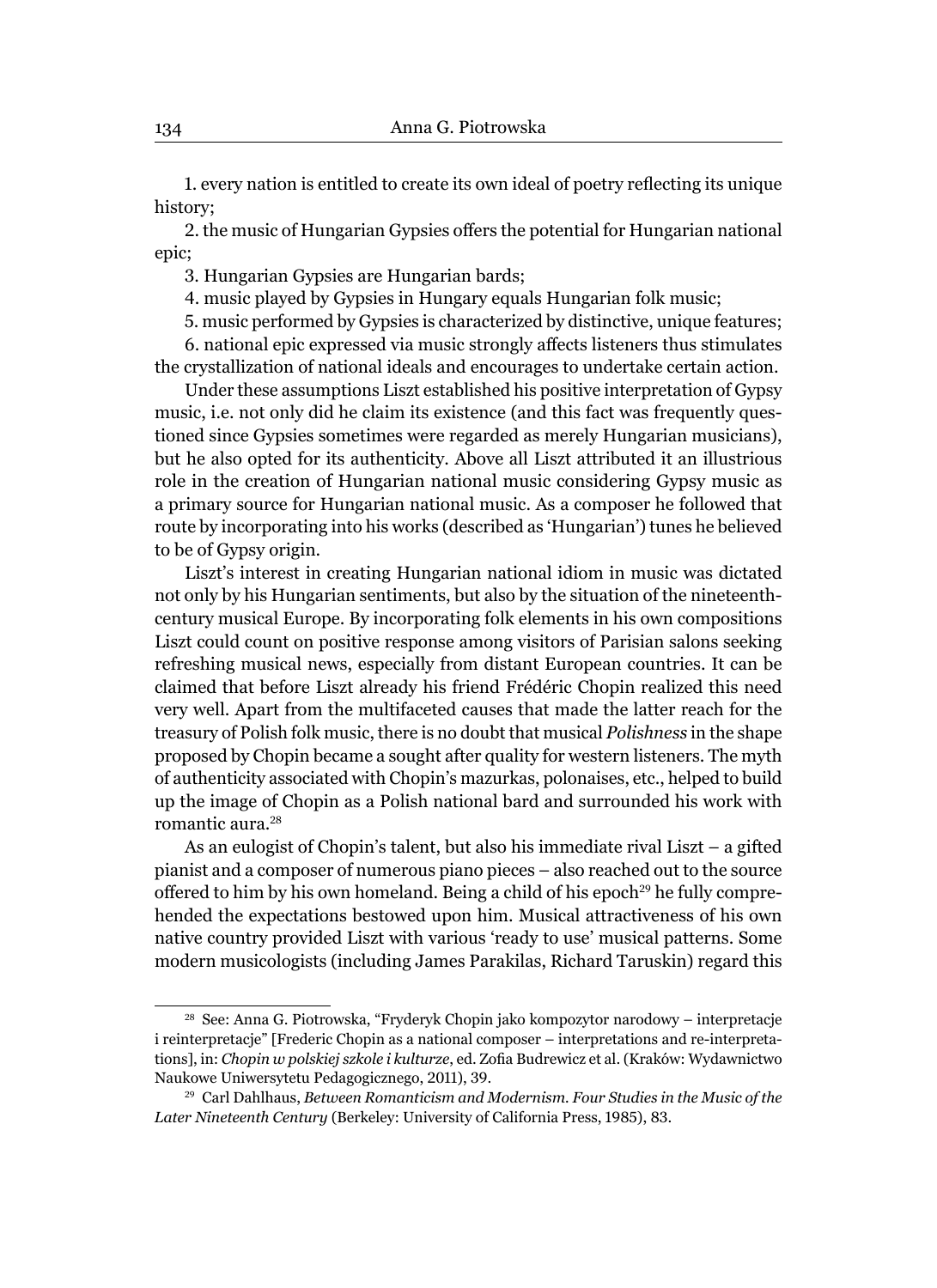1. every nation is entitled to create its own ideal of poetry reflecting its unique history;

2. the music of Hungarian Gypsies offers the potential for Hungarian national epic;

3. Hungarian Gypsies are Hungarian bards;

4. music played by Gypsies in Hungary equals Hungarian folk music;

5. music performed by Gypsies is characterized by distinctive, unique features;

6. national epic expressed via music strongly affects listeners thus stimulates the crystallization of national ideals and encourages to undertake certain action.

Under these assumptions Liszt established his positive interpretation of Gypsy music, i.e. not only did he claim its existence (and this fact was frequently questioned since Gypsies sometimes were regarded as merely Hungarian musicians), but he also opted for its authenticity. Above all Liszt attributed it an illustrious role in the creation of Hungarian national music considering Gypsy music as a primary source for Hungarian national music. As a composer he followed that route by incorporating into his works (described as 'Hungarian') tunes he believed to be of Gypsy origin.

Liszt's interest in creating Hungarian national idiom in music was dictated not only by his Hungarian sentiments, but also by the situation of the nineteenth-century musical Europe. By incorporating folk elements in his own compositions Liszt could count on positive response among visitors of Parisian salons seeking refreshing musical news, especially from distant European countries. It can be claimed that before Liszt already his friend Frédéric Chopin realized this need very well. Apart from the multifaceted causes that made the latter reach for the treasury of Polish folk music, there is no doubt that musical *Polishness* in the shape proposed by Chopin became a sought after quality for western listeners. The myth of authenticity associated with Chopin's mazurkas, polonaises, etc., helped to build up the image of Chopin as a Polish national bard and surrounded his work with romantic aura.[28]

As an eulogist of Chopin's talent, but also his immediate rival Liszt – a gifted pianist and a composer of numerous piano pieces – also reached out to the source offered to him by his own homeland. Being a child of his epoch[29] he fully comprehended the expectations bestowed upon him. Musical attractiveness of his own native country provided Liszt with various 'ready to use' musical patterns. Some modern musicologists (including James Parakilas, Richard Taruskin) regard this

---

[28] See: Anna G. Piotrowska, "Fryderyk Chopin jako kompozytor narodowy – interpretacje i reinterpretacje" [Frederic Chopin as a national composer – interpretations and re-interpretations], in: *Chopin w polskiej szkole i kulturze*, ed. Zofia Budrewicz et al. (Kraków: Wydawnictwo Naukowe Uniwersytetu Pedagogicznego, 2011), 39.

[29] Carl Dahlhaus, *Between Romanticism and Modernism. Four Studies in the Music of the Later Nineteenth Century* (Berkeley: University of California Press, 1985), 83.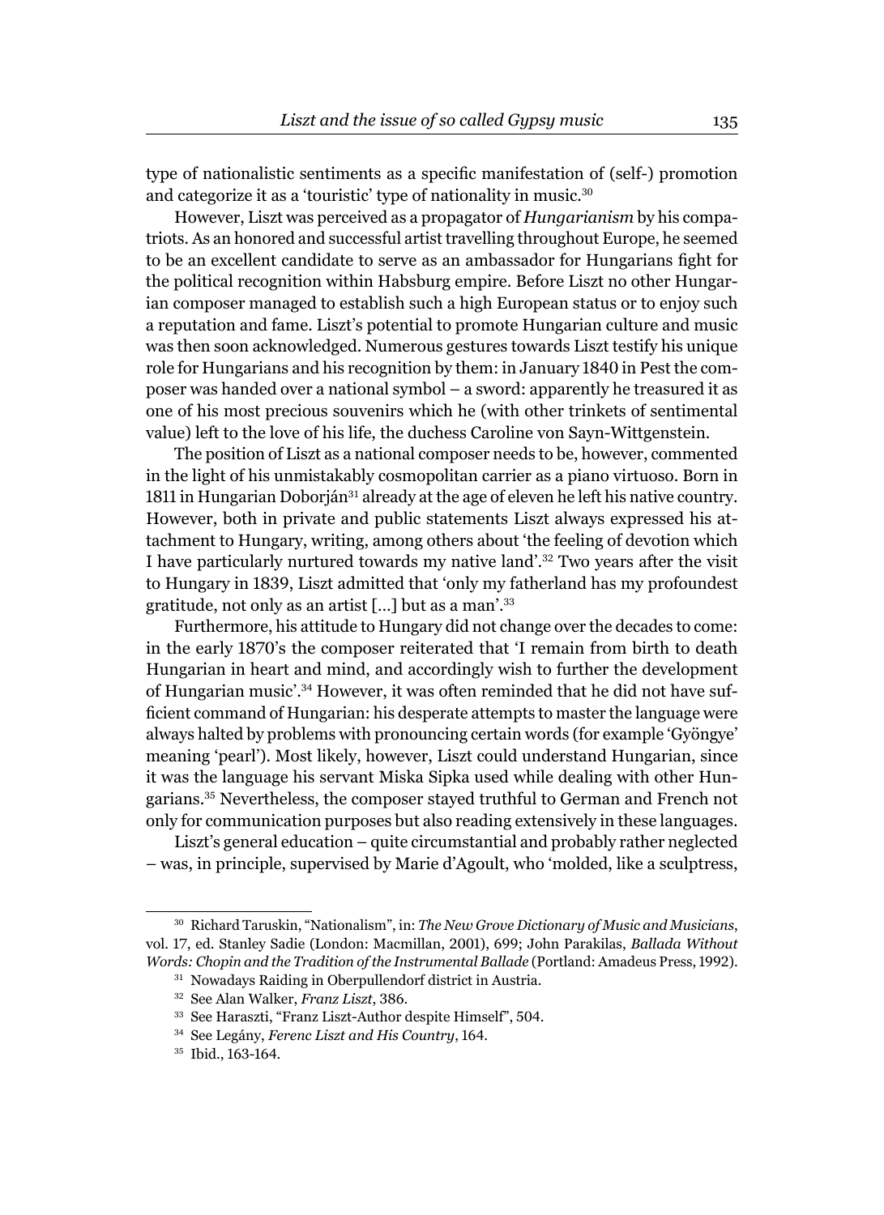type of nationalistic sentiments as a specific manifestation of (self-) promotion and categorize it as a 'touristic' type of nationality in music.[30]

However, Liszt was perceived as a propagator of *Hungarianism* by his compatriots. As an honored and successful artist travelling throughout Europe, he seemed to be an excellent candidate to serve as an ambassador for Hungarians fight for the political recognition within Habsburg empire. Before Liszt no other Hungarian composer managed to establish such a high European status or to enjoy such a reputation and fame. Liszt's potential to promote Hungarian culture and music was then soon acknowledged. Numerous gestures towards Liszt testify his unique role for Hungarians and his recognition by them: in January 1840 in Pest the composer was handed over a national symbol – a sword: apparently he treasured it as one of his most precious souvenirs which he (with other trinkets of sentimental value) left to the love of his life, the duchess Caroline von Sayn-Wittgenstein.

The position of Liszt as a national composer needs to be, however, commented in the light of his unmistakably cosmopolitan carrier as a piano virtuoso. Born in 1811 in Hungarian Doborján[31] already at the age of eleven he left his native country. However, both in private and public statements Liszt always expressed his attachment to Hungary, writing, among others about 'the feeling of devotion which I have particularly nurtured towards my native land'.[32] Two years after the visit to Hungary in 1839, Liszt admitted that 'only my fatherland has my profoundest gratitude, not only as an artist [...] but as a man'.[33]

Furthermore, his attitude to Hungary did not change over the decades to come: in the early 1870's the composer reiterated that 'I remain from birth to death Hungarian in heart and mind, and accordingly wish to further the development of Hungarian music'.[34] However, it was often reminded that he did not have sufficient command of Hungarian: his desperate attempts to master the language were always halted by problems with pronouncing certain words (for example 'Gyöngye' meaning 'pearl'). Most likely, however, Liszt could understand Hungarian, since it was the language his servant Miska Sipka used while dealing with other Hungarians.[35] Nevertheless, the composer stayed truthful to German and French not only for communication purposes but also reading extensively in these languages.

Liszt's general education – quite circumstantial and probably rather neglected – was, in principle, supervised by Marie d'Agoult, who 'molded, like a sculptress,

---

[30] Richard Taruskin, "Nationalism", in: *The New Grove Dictionary of Music and Musicians*, vol. 17, ed. Stanley Sadie (London: Macmillan, 2001), 699; John Parakilas, *Ballada Without Words: Chopin and the Tradition of the Instrumental Ballade* (Portland: Amadeus Press, 1992).

[31] Nowadays Raiding in Oberpullendorf district in Austria.

[32] See Alan Walker, *Franz Liszt*, 386.

[33] See Haraszti, "Franz Liszt-Author despite Himself", 504.

[34] See Legány, *Ferenc Liszt and His Country*, 164.

[35] Ibid., 163-164.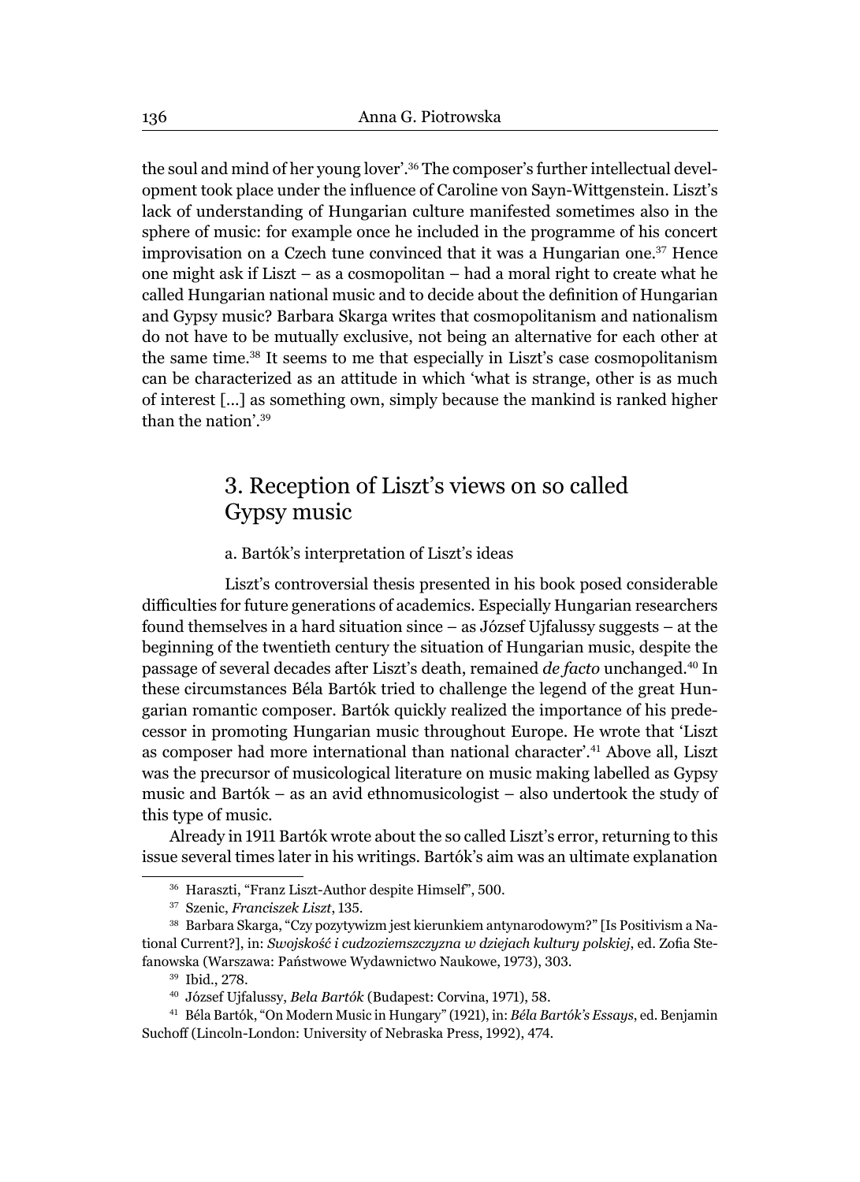the soul and mind of her young lover'.[36] The composer's further intellectual development took place under the influence of Caroline von Sayn-Wittgenstein. Liszt's lack of understanding of Hungarian culture manifested sometimes also in the sphere of music: for example once he included in the programme of his concert improvisation on a Czech tune convinced that it was a Hungarian one.[37] Hence one might ask if Liszt – as a cosmopolitan – had a moral right to create what he called Hungarian national music and to decide about the definition of Hungarian and Gypsy music? Barbara Skarga writes that cosmopolitanism and nationalism do not have to be mutually exclusive, not being an alternative for each other at the same time.[38] It seems to me that especially in Liszt's case cosmopolitanism can be characterized as an attitude in which 'what is strange, other is as much of interest [...] as something own, simply because the mankind is ranked higher than the nation'.[39]

## 3. Reception of Liszt's views on so called Gypsy music

### a. Bartók's interpretation of Liszt's ideas

Liszt's controversial thesis presented in his book posed considerable difficulties for future generations of academics. Especially Hungarian researchers found themselves in a hard situation since – as József Ujfalussy suggests – at the beginning of the twentieth century the situation of Hungarian music, despite the passage of several decades after Liszt's death, remained *de facto* unchanged.[40] In these circumstances Béla Bartók tried to challenge the legend of the great Hungarian romantic composer. Bartók quickly realized the importance of his predecessor in promoting Hungarian music throughout Europe. He wrote that 'Liszt as composer had more international than national character'.[41] Above all, Liszt was the precursor of musicological literature on music making labelled as Gypsy music and Bartók – as an avid ethnomusicologist – also undertook the study of this type of music.

Already in 1911 Bartók wrote about the so called Liszt's error, returning to this issue several times later in his writings. Bartók's aim was an ultimate explanation

[36] Haraszti, "Franz Liszt-Author despite Himself", 500.

[37] Szenic, *Franciszek Liszt*, 135.

[38] Barbara Skarga, "Czy pozytywizm jest kierunkiem antynarodowym?" [Is Positivism a National Current?], in: *Swojskość i cudzoziemszczyzna w dziejach kultury polskiej*, ed. Zofia Stefanowska (Warszawa: Państwowe Wydawnictwo Naukowe, 1973), 303.

[39] Ibid., 278.

[40] József Ujfalussy, *Bela Bartók* (Budapest: Corvina, 1971), 58.

[41] Béla Bartók, "On Modern Music in Hungary" (1921), in: *Béla Bartók's Essays*, ed. Benjamin Suchoff (Lincoln-London: University of Nebraska Press, 1992), 474.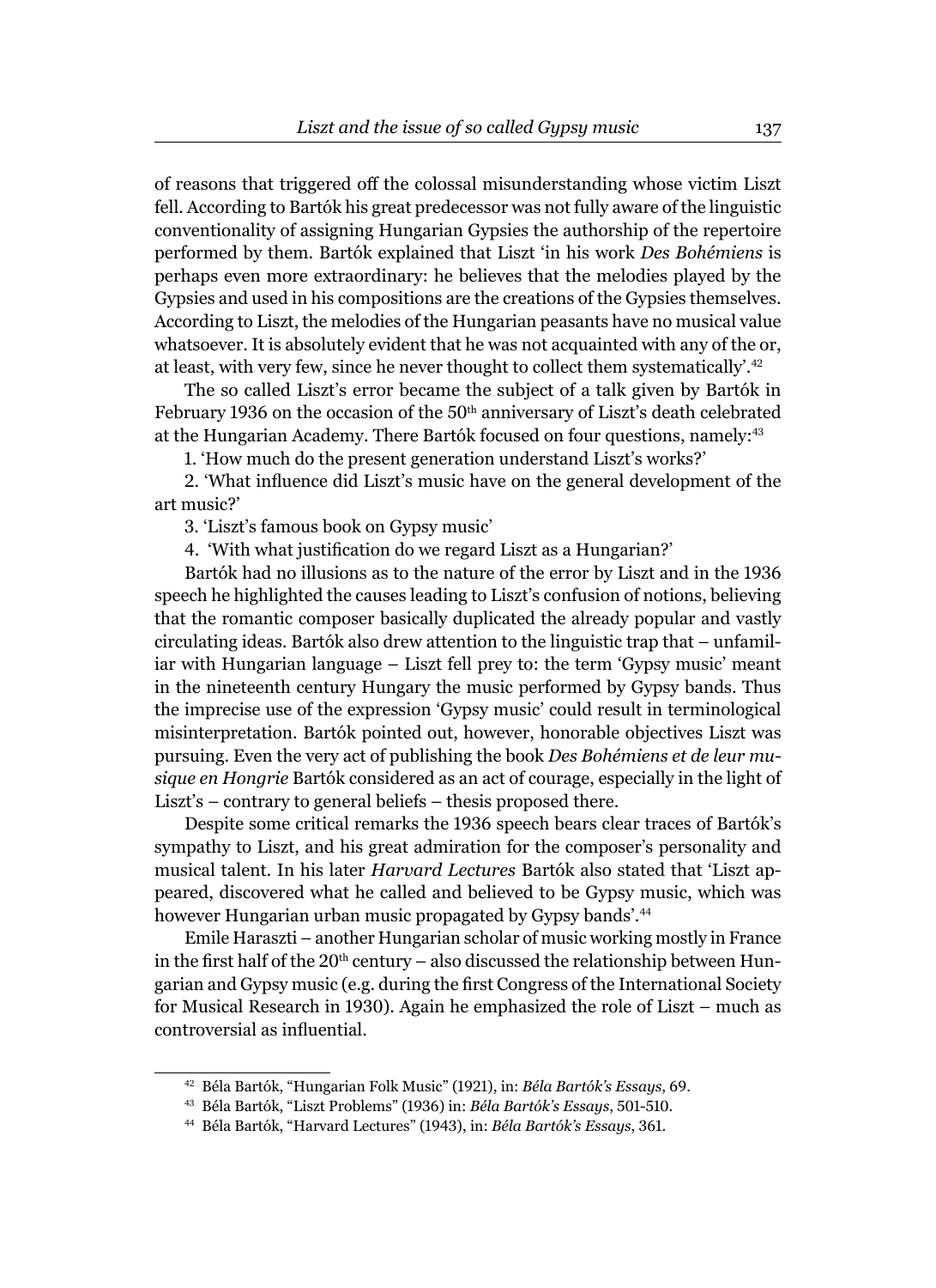of reasons that triggered off the colossal misunderstanding whose victim Liszt fell. According to Bartók his great predecessor was not fully aware of the linguistic conventionality of assigning Hungarian Gypsies the authorship of the repertoire performed by them. Bartók explained that Liszt 'in his work *Des Bohémiens* is perhaps even more extraordinary: he believes that the melodies played by the Gypsies and used in his compositions are the creations of the Gypsies themselves. According to Liszt, the melodies of the Hungarian peasants have no musical value whatsoever. It is absolutely evident that he was not acquainted with any of the or, at least, with very few, since he never thought to collect them systematically'.[42]

The so called Liszt's error became the subject of a talk given by Bartók in February 1936 on the occasion of the 50th anniversary of Liszt's death celebrated at the Hungarian Academy. There Bartók focused on four questions, namely:[43]

1. 'How much do the present generation understand Liszt's works?'

2. 'What influence did Liszt's music have on the general development of the art music?'

3. 'Liszt's famous book on Gypsy music'

4. 'With what justification do we regard Liszt as a Hungarian?'

Bartók had no illusions as to the nature of the error by Liszt and in the 1936 speech he highlighted the causes leading to Liszt's confusion of notions, believing that the romantic composer basically duplicated the already popular and vastly circulating ideas. Bartók also drew attention to the linguistic trap that – unfamiliar with Hungarian language – Liszt fell prey to: the term 'Gypsy music' meant in the nineteenth century Hungary the music performed by Gypsy bands. Thus the imprecise use of the expression 'Gypsy music' could result in terminological misinterpretation. Bartók pointed out, however, honorable objectives Liszt was pursuing. Even the very act of publishing the book *Des Bohémiens et de leur musique en Hongrie* Bartók considered as an act of courage, especially in the light of Liszt's – contrary to general beliefs – thesis proposed there.

Despite some critical remarks the 1936 speech bears clear traces of Bartók's sympathy to Liszt, and his great admiration for the composer's personality and musical talent. In his later *Harvard Lectures* Bartók also stated that 'Liszt appeared, discovered what he called and believed to be Gypsy music, which was however Hungarian urban music propagated by Gypsy bands'.[44]

Emile Haraszti – another Hungarian scholar of music working mostly in France in the first half of the 20th century – also discussed the relationship between Hungarian and Gypsy music (e.g. during the first Congress of the International Society for Musical Research in 1930). Again he emphasized the role of Liszt – much as controversial as influential.

---

[42] Béla Bartók, "Hungarian Folk Music" (1921), in: *Béla Bartók's Essays*, 69.

[43] Béla Bartók, "Liszt Problems" (1936) in: *Béla Bartók's Essays*, 501-510.

[44] Béla Bartók, "Harvard Lectures" (1943), in: *Béla Bartók's Essays*, 361.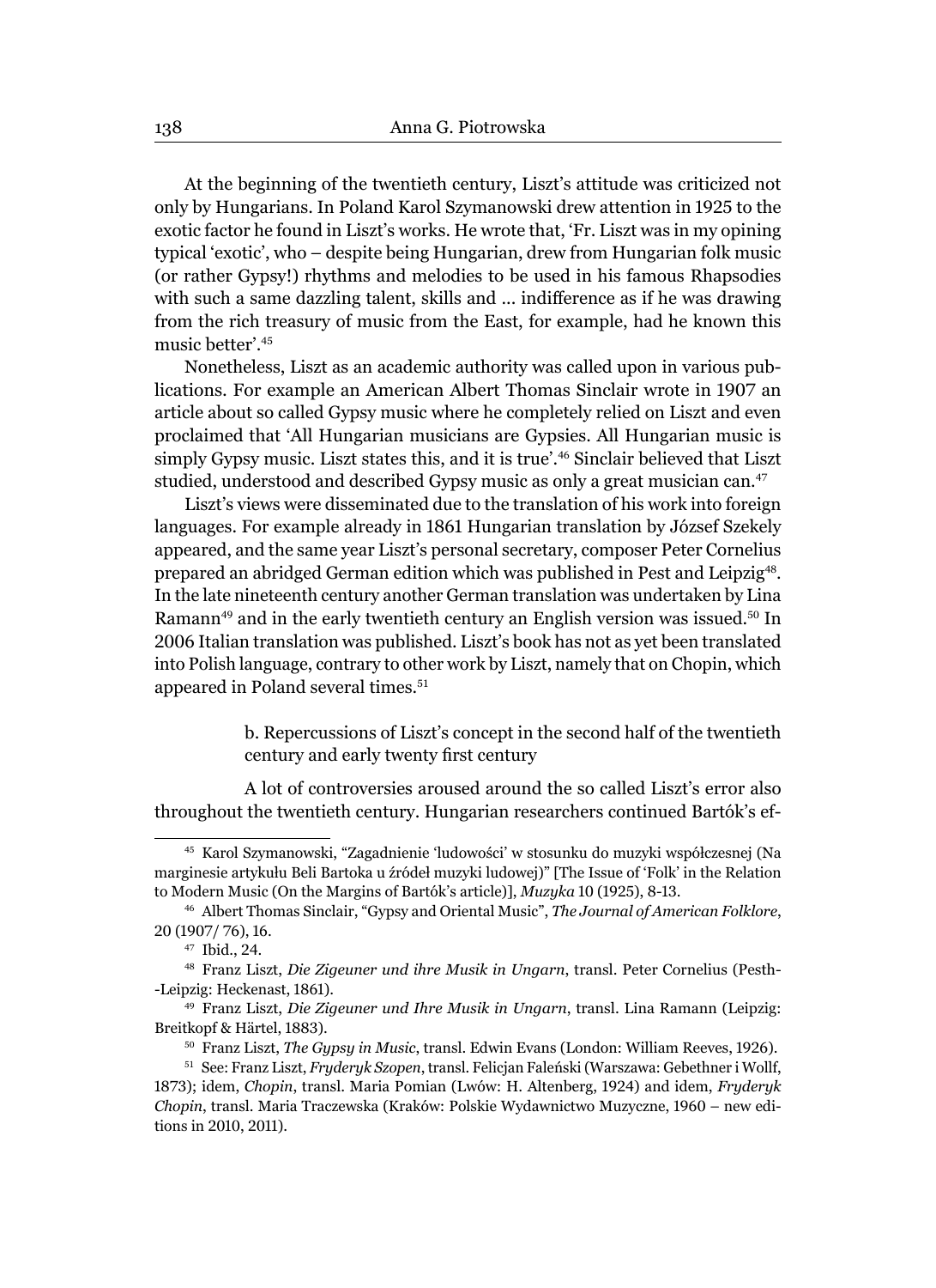At the beginning of the twentieth century, Liszt's attitude was criticized not only by Hungarians. In Poland Karol Szymanowski drew attention in 1925 to the exotic factor he found in Liszt's works. He wrote that, 'Fr. Liszt was in my opining typical 'exotic', who – despite being Hungarian, drew from Hungarian folk music (or rather Gypsy!) rhythms and melodies to be used in his famous Rhapsodies with such a same dazzling talent, skills and ... indifference as if he was drawing from the rich treasury of music from the East, for example, had he known this music better'.[45]

Nonetheless, Liszt as an academic authority was called upon in various publications. For example an American Albert Thomas Sinclair wrote in 1907 an article about so called Gypsy music where he completely relied on Liszt and even proclaimed that 'All Hungarian musicians are Gypsies. All Hungarian music is simply Gypsy music. Liszt states this, and it is true'.[46] Sinclair believed that Liszt studied, understood and described Gypsy music as only a great musician can.[47]

Liszt's views were disseminated due to the translation of his work into foreign languages. For example already in 1861 Hungarian translation by József Szekely appeared, and the same year Liszt's personal secretary, composer Peter Cornelius prepared an abridged German edition which was published in Pest and Leipzig[48]. In the late nineteenth century another German translation was undertaken by Lina Ramann[49] and in the early twentieth century an English version was issued.[50] In 2006 Italian translation was published. Liszt's book has not as yet been translated into Polish language, contrary to other work by Liszt, namely that on Chopin, which appeared in Poland several times.[51]

### b. Repercussions of Liszt's concept in the second half of the twentieth century and early twenty first century

A lot of controversies aroused around the so called Liszt's error also throughout the twentieth century. Hungarian researchers continued Bartók's ef-

---

[45] Karol Szymanowski, "Zagadnienie 'ludowości' w stosunku do muzyki współczesnej (Na marginesie artykułu Beli Bartoka u źródeł muzyki ludowej)" [The Issue of 'Folk' in the Relation to Modern Music (On the Margins of Bartók's article)], *Muzyka* 10 (1925), 8-13.

[46] Albert Thomas Sinclair, "Gypsy and Oriental Music", *The Journal of American Folklore*, 20 (1907/ 76), 16.

[47] Ibid., 24.

[48] Franz Liszt, *Die Zigeuner und ihre Musik in Ungarn*, transl. Peter Cornelius (Pesth--Leipzig: Heckenast, 1861).

[49] Franz Liszt, *Die Zigeuner und Ihre Musik in Ungarn*, transl. Lina Ramann (Leipzig: Breitkopf & Härtel, 1883).

[50] Franz Liszt, *The Gypsy in Music*, transl. Edwin Evans (London: William Reeves, 1926).

[51] See: Franz Liszt, *Fryderyk Szopen*, transl. Felicjan Faleński (Warszawa: Gebethner i Wolff, 1873); idem, *Chopin*, transl. Maria Pomian (Lwów: H. Altenberg, 1924) and idem, *Fryderyk Chopin*, transl. Maria Traczewska (Kraków: Polskie Wydawnictwo Muzyczne, 1960 – new editions in 2010, 2011).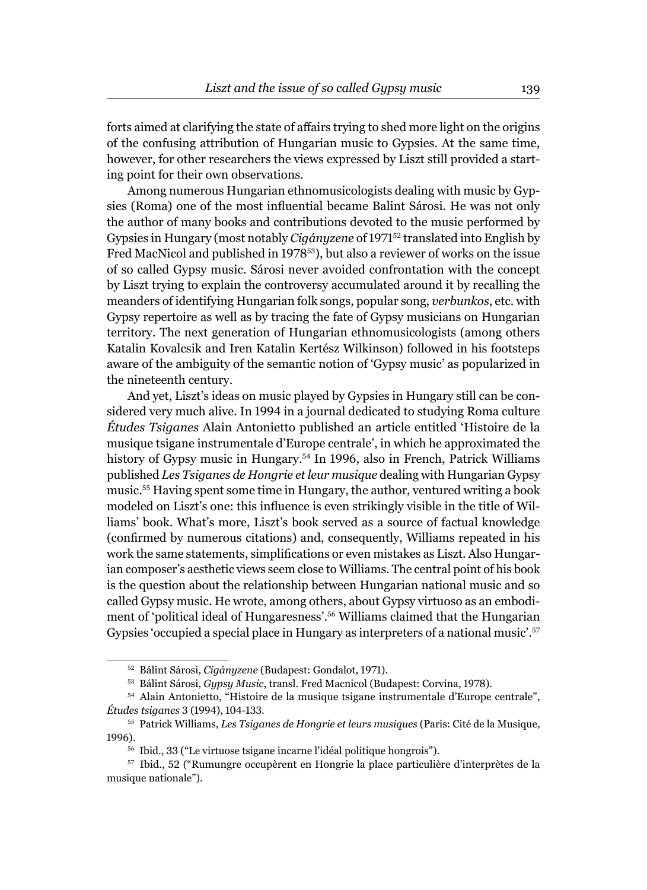forts aimed at clarifying the state of affairs trying to shed more light on the origins of the confusing attribution of Hungarian music to Gypsies. At the same time, however, for other researchers the views expressed by Liszt still provided a starting point for their own observations.

Among numerous Hungarian ethnomusicologists dealing with music by Gypsies (Roma) one of the most influential became Balint Sárosi. He was not only the author of many books and contributions devoted to the music performed by Gypsies in Hungary (most notably *Cigányzene* of 1971[52] translated into English by Fred MacNicol and published in 1978[53]), but also a reviewer of works on the issue of so called Gypsy music. Sárosi never avoided confrontation with the concept by Liszt trying to explain the controversy accumulated around it by recalling the meanders of identifying Hungarian folk songs, popular song, *verbunkos*, etc. with Gypsy repertoire as well as by tracing the fate of Gypsy musicians on Hungarian territory. The next generation of Hungarian ethnomusicologists (among others Katalin Kovalcsik and Iren Katalin Kertész Wilkinson) followed in his footsteps aware of the ambiguity of the semantic notion of 'Gypsy music' as popularized in the nineteenth century.

And yet, Liszt's ideas on music played by Gypsies in Hungary still can be considered very much alive. In 1994 in a journal dedicated to studying Roma culture *Études Tsiganes* Alain Antonietto published an article entitled 'Histoire de la musique tsigane instrumentale d'Europe centrale', in which he approximated the history of Gypsy music in Hungary.[54] In 1996, also in French, Patrick Williams published *Les Tsiganes de Hongrie et leur musique* dealing with Hungarian Gypsy music.[55] Having spent some time in Hungary, the author, ventured writing a book modeled on Liszt's one: this influence is even strikingly visible in the title of Williams' book. What's more, Liszt's book served as a source of factual knowledge (confirmed by numerous citations) and, consequently, Williams repeated in his work the same statements, simplifications or even mistakes as Liszt. Also Hungarian composer's aesthetic views seem close to Williams. The central point of his book is the question about the relationship between Hungarian national music and so called Gypsy music. He wrote, among others, about Gypsy virtuoso as an embodiment of 'political ideal of Hungaresness'.[56] Williams claimed that the Hungarian Gypsies 'occupied a special place in Hungary as interpreters of a national music'.[57]

---

[52] Bálint Sárosi, *Cigányzene* (Budapest: Gondalot, 1971).

[53] Bálint Sárosi, *Gypsy Music*, transl. Fred Macnicol (Budapest: Corvina, 1978).

[54] Alain Antonietto, "Histoire de la musique tsigane instrumentale d'Europe centrale", *Études tsiganes* 3 (1994), 104-133.

[55] Patrick Williams, *Les Tsiganes de Hongrie et leurs musiques* (Paris: Cité de la Musique, 1996).

[56] Ibid., 33 ("Le virtuose tsigane incarne l'idéal politique hongrois").

[57] Ibid., 52 ("Rumungre occupèrent en Hongrie la place particulière d'interprètes de la musique nationale").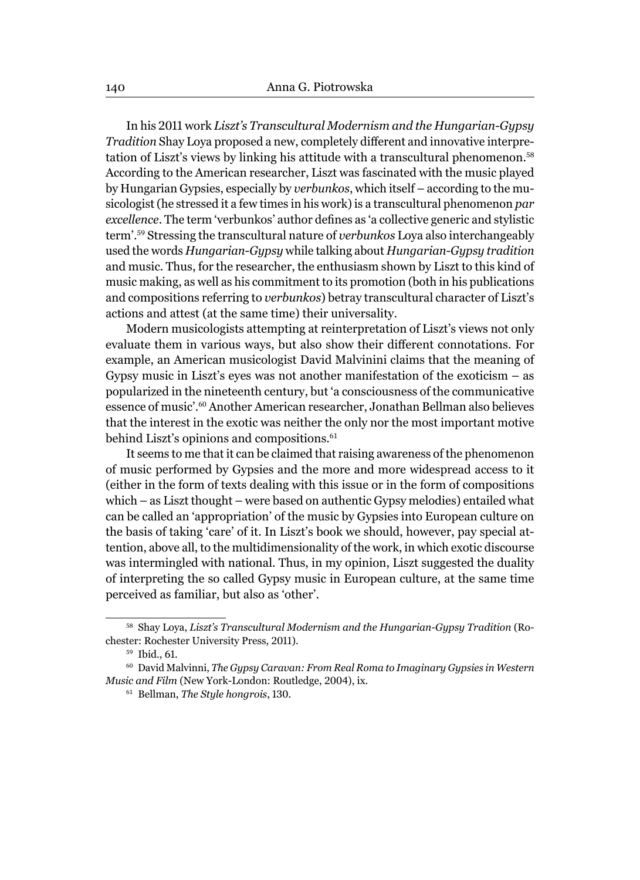In his 2011 work *Liszt's Transcultural Modernism and the Hungarian-Gypsy Tradition* Shay Loya proposed a new, completely different and innovative interpretation of Liszt's views by linking his attitude with a transcultural phenomenon.[58] According to the American researcher, Liszt was fascinated with the music played by Hungarian Gypsies, especially by *verbunkos*, which itself – according to the musicologist (he stressed it a few times in his work) is a transcultural phenomenon *par excellence*. The term 'verbunkos' author defines as 'a collective generic and stylistic term'.[59] Stressing the transcultural nature of *verbunkos* Loya also interchangeably used the words *Hungarian-Gypsy* while talking about *Hungarian-Gypsy tradition* and music. Thus, for the researcher, the enthusiasm shown by Liszt to this kind of music making, as well as his commitment to its promotion (both in his publications and compositions referring to *verbunkos*) betray transcultural character of Liszt's actions and attest (at the same time) their universality.

Modern musicologists attempting at reinterpretation of Liszt's views not only evaluate them in various ways, but also show their different connotations. For example, an American musicologist David Malvinini claims that the meaning of Gypsy music in Liszt's eyes was not another manifestation of the exoticism – as popularized in the nineteenth century, but 'a consciousness of the communicative essence of music'.[60] Another American researcher, Jonathan Bellman also believes that the interest in the exotic was neither the only nor the most important motive behind Liszt's opinions and compositions.[61]

It seems to me that it can be claimed that raising awareness of the phenomenon of music performed by Gypsies and the more and more widespread access to it (either in the form of texts dealing with this issue or in the form of compositions which – as Liszt thought – were based on authentic Gypsy melodies) entailed what can be called an 'appropriation' of the music by Gypsies into European culture on the basis of taking 'care' of it. In Liszt's book we should, however, pay special attention, above all, to the multidimensionality of the work, in which exotic discourse was intermingled with national. Thus, in my opinion, Liszt suggested the duality of interpreting the so called Gypsy music in European culture, at the same time perceived as familiar, but also as 'other'.

---

[58] Shay Loya, *Liszt's Transcultural Modernism and the Hungarian-Gypsy Tradition* (Rochester: Rochester University Press, 2011).

[59] Ibid., 61.

[60] David Malvinni, *The Gypsy Caravan: From Real Roma to Imaginary Gypsies in Western Music and Film* (New York-London: Routledge, 2004), ix.

[61] Bellman, *The Style hongrois*, 130.